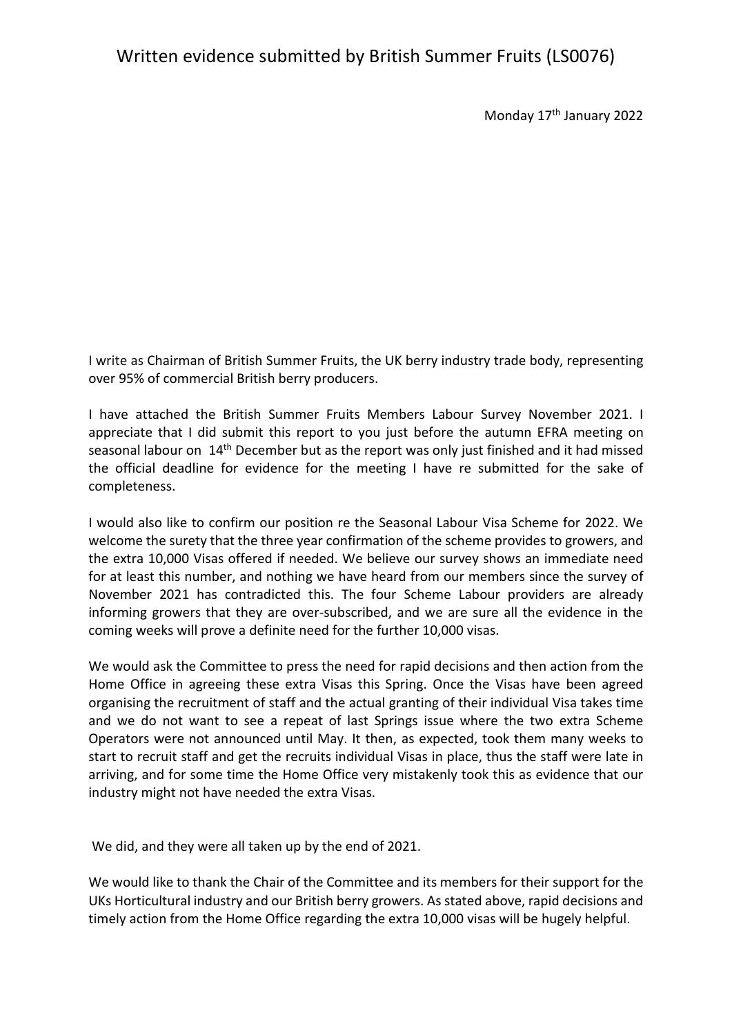# Written evidence submitted by British Summer Fruits (LS0076)

Monday 17th January 2022

I write as Chairman of British Summer Fruits, the UK berry industry trade body, representing over 95% of commercial British berry producers.

I have attached the British Summer Fruits Members Labour Survey November 2021. I appreciate that I did submit this report to you just before the autumn EFRA meeting on seasonal labour on 14th December but as the report was only just finished and it had missed the official deadline for evidence for the meeting I have re submitted for the sake of completeness.

I would also like to confirm our position re the Seasonal Labour Visa Scheme for 2022. We welcome the surety that the three year confirmation of the scheme provides to growers, and the extra 10,000 Visas offered if needed. We believe our survey shows an immediate need for at least this number, and nothing we have heard from our members since the survey of November 2021 has contradicted this. The four Scheme Labour providers are already informing growers that they are over-subscribed, and we are sure all the evidence in the coming weeks will prove a definite need for the further 10,000 visas.

We would ask the Committee to press the need for rapid decisions and then action from the Home Office in agreeing these extra Visas this Spring. Once the Visas have been agreed organising the recruitment of staff and the actual granting of their individual Visa takes time and we do not want to see a repeat of last Springs issue where the two extra Scheme Operators were not announced until May. It then, as expected, took them many weeks to start to recruit staff and get the recruits individual Visas in place, thus the staff were late in arriving, and for some time the Home Office very mistakenly took this as evidence that our industry might not have needed the extra Visas.

We did, and they were all taken up by the end of 2021.

We would like to thank the Chair of the Committee and its members for their support for the UKs Horticultural industry and our British berry growers. As stated above, rapid decisions and timely action from the Home Office regarding the extra 10,000 visas will be hugely helpful.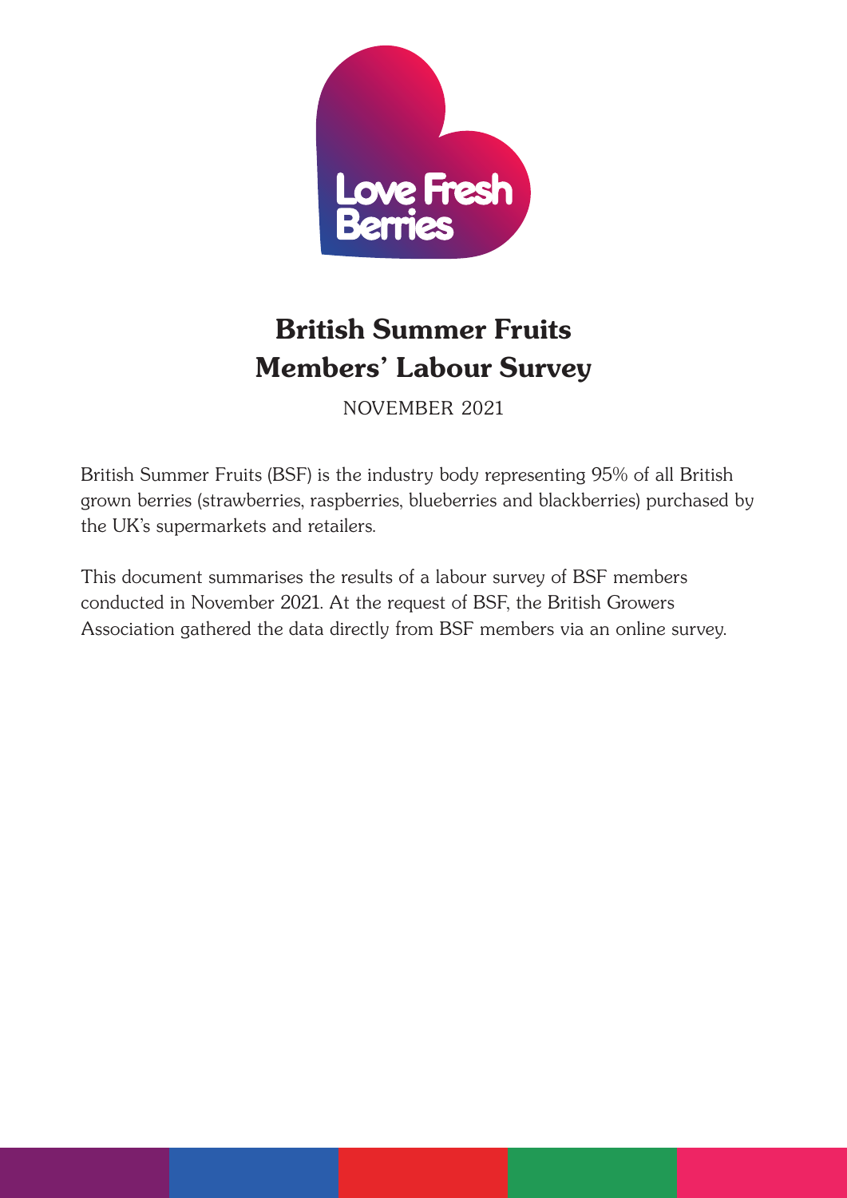# British Summer Fruits Members' Labour Survey

NOVEMBER 2021

British Summer Fruits (BSF) is the industry body representing 95% of all British grown berries (strawberries, raspberries, blueberries and blackberries) purchased by the UK's supermarkets and retailers.

This document summarises the results of a labour survey of BSF members conducted in November 2021. At the request of BSF, the British Growers Association gathered the data directly from BSF members via an online survey.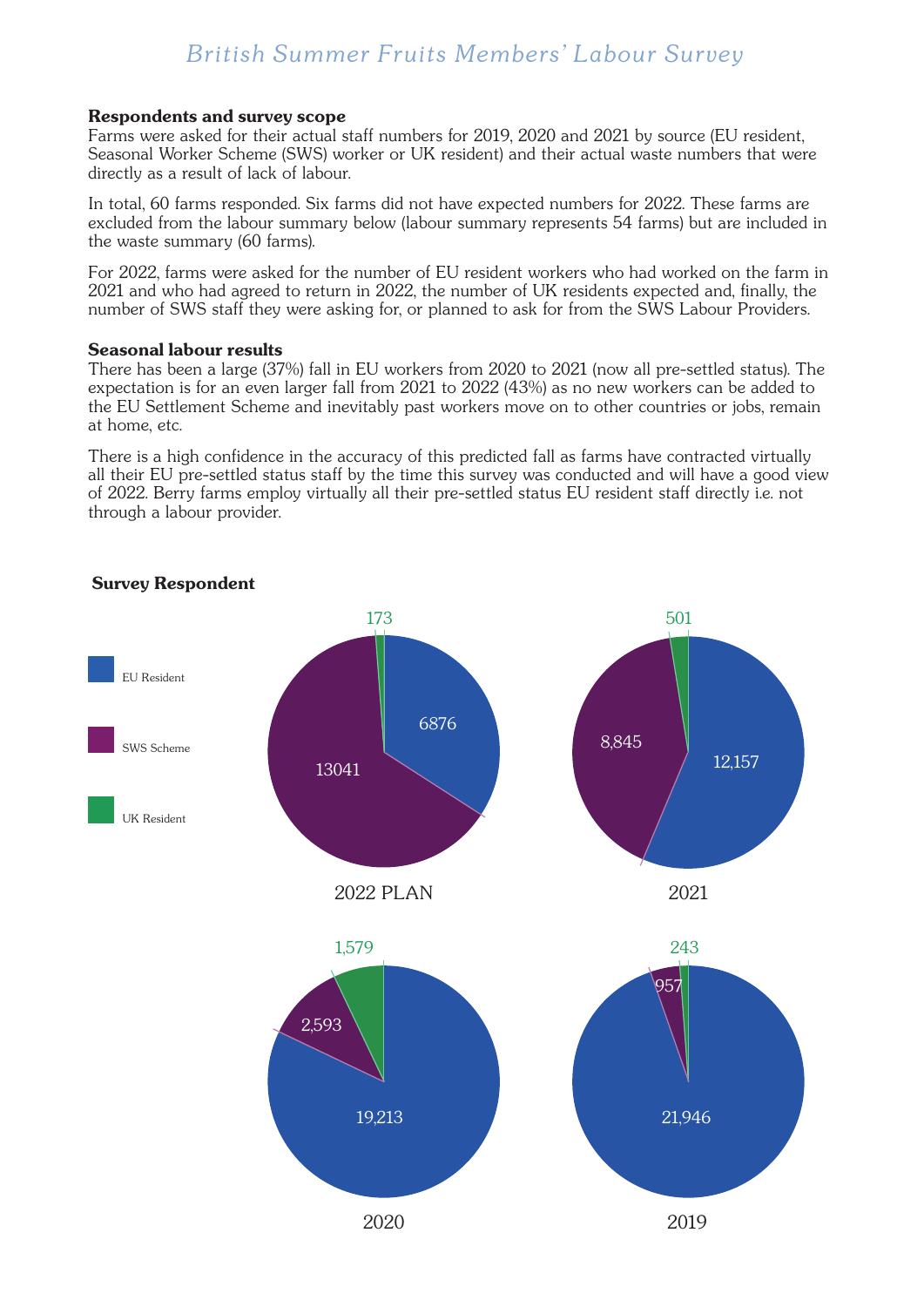# British Summer Fruits Members' Labour Survey

**Respondents and survey scope**

Farms were asked for their actual staff numbers for 2019, 2020 and 2021 by source (EU resident, Seasonal Worker Scheme (SWS) worker or UK resident) and their actual waste numbers that were directly as a result of lack of labour.

In total, 60 farms responded. Six farms did not have expected numbers for 2022. These farms are excluded from the labour summary below (labour summary represents 54 farms) but are included in the waste summary (60 farms).

For 2022, farms were asked for the number of EU resident workers who had worked on the farm in 2021 and who had agreed to return in 2022, the number of UK residents expected and, finally, the number of SWS staff they were asking for, or planned to ask for from the SWS Labour Providers.

**Seasonal labour results**

There has been a large (37%) fall in EU workers from 2020 to 2021 (now all pre-settled status). The expectation is for an even larger fall from 2021 to 2022 (43%) as no new workers can be added to the EU Settlement Scheme and inevitably past workers move on to other countries or jobs, remain at home, etc.

There is a high confidence in the accuracy of this predicted fall as farms have contracted virtually all their EU pre-settled status staff by the time this survey was conducted and will have a good view of 2022. Berry farms employ virtually all their pre-settled status EU resident staff directly i.e. not through a labour provider.

**Survey Respondent**

| | EU Resident | SWS Scheme | UK Resident |
|---|---|---|---|
| 2022 PLAN | 6876 | 13041 | 173 |
| 2021 | 12,157 | 8,845 | 501 |
| 2020 | 19,213 | 2,593 | 1,579 |
| 2019 | 21,946 | 957 | 243 |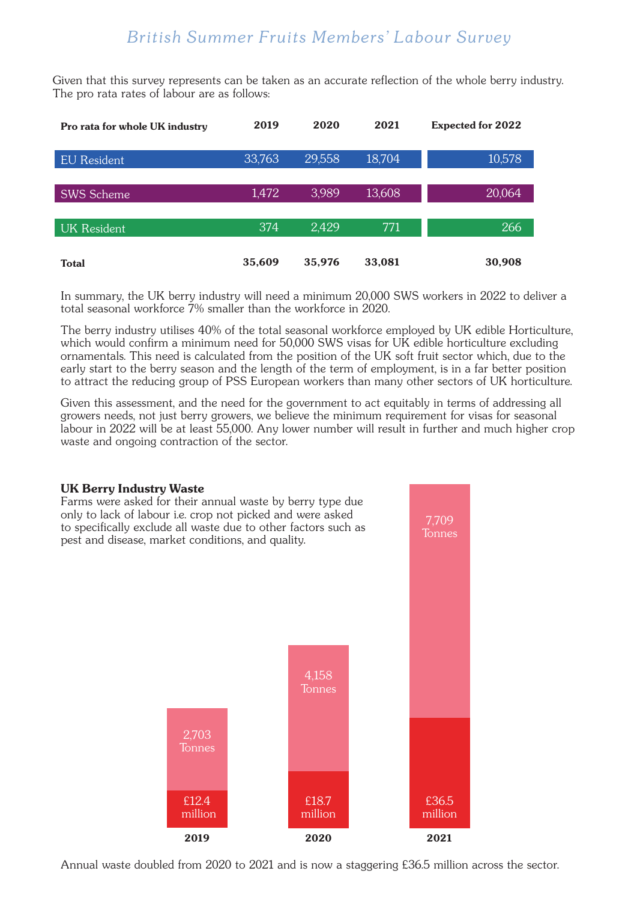# British Summer Fruits Members' Labour Survey

Given that this survey represents can be taken as an accurate reflection of the whole berry industry. The pro rata rates of labour are as follows:

| Pro rata for whole UK industry | 2019 | 2020 | 2021 | Expected for 2022 |
|---|---|---|---|---|
| EU Resident | 33,763 | 29,558 | 18,704 | 10,578 |
| SWS Scheme | 1,472 | 3,989 | 13,608 | 20,064 |
| UK Resident | 374 | 2,429 | 771 | 266 |
| **Total** | **35,609** | **35,976** | **33,081** | **30,908** |

In summary, the UK berry industry will need a minimum 20,000 SWS workers in 2022 to deliver a total seasonal workforce 7% smaller than the workforce in 2020.

The berry industry utilises 40% of the total seasonal workforce employed by UK edible Horticulture, which would confirm a minimum need for 50,000 SWS visas for UK edible horticulture excluding ornamentals. This need is calculated from the position of the UK soft fruit sector which, due to the early start to the berry season and the length of the term of employment, is in a far better position to attract the reducing group of PSS European workers than many other sectors of UK horticulture.

Given this assessment, and the need for the government to act equitably in terms of addressing all growers needs, not just berry growers, we believe the minimum requirement for visas for seasonal labour in 2022 will be at least 55,000. Any lower number will result in further and much higher crop waste and ongoing contraction of the sector.

### UK Berry Industry Waste

Farms were asked for their annual waste by berry type due only to lack of labour i.e. crop not picked and were asked to specifically exclude all waste due to other factors such as pest and disease, market conditions, and quality.

2,703 Tonnes
£12.4 million
2019

4,158 Tonnes
£18.7 million
2020

7,709 Tonnes
£36.5 million
2021

Annual waste doubled from 2020 to 2021 and is now a staggering £36.5 million across the sector.